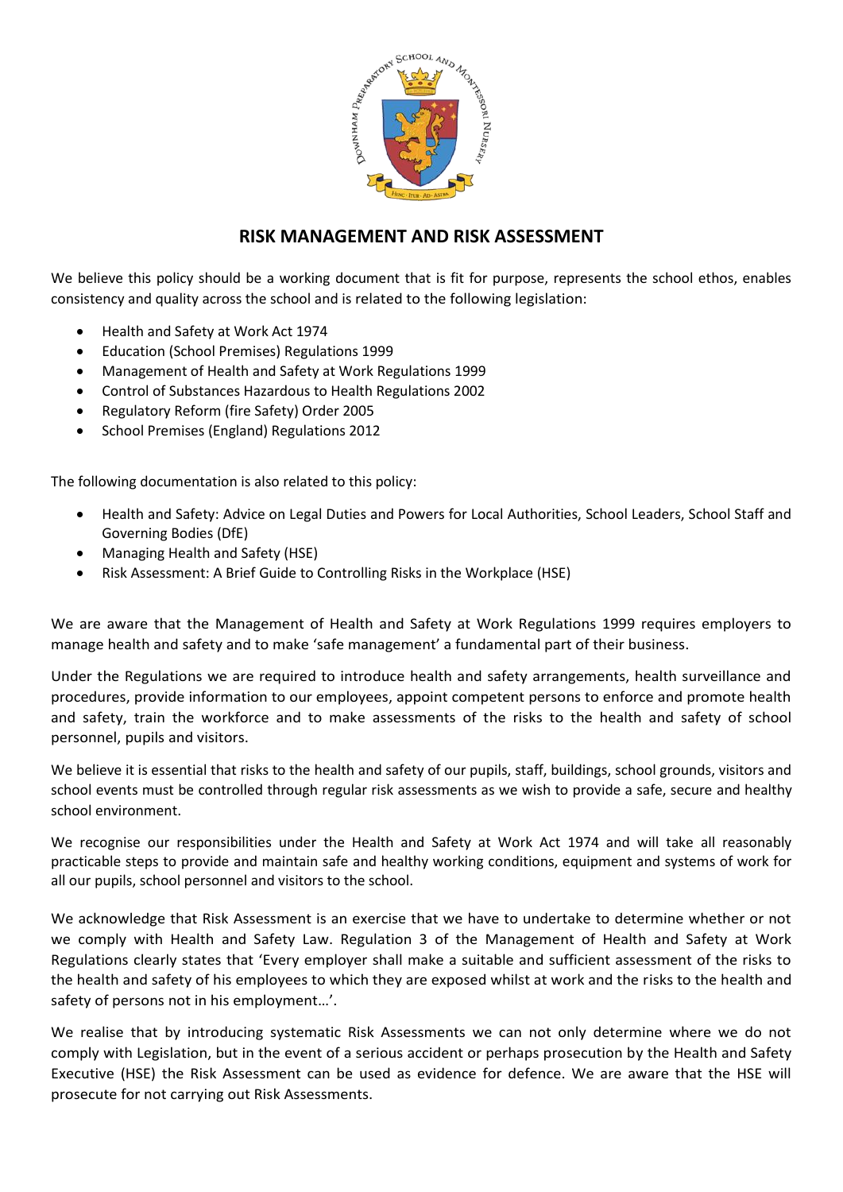# RISK MANAGEMENT AND RISK ASSESSMENT

We believe this policy should be a working document that is fit for purpose, represents the school ethos, enables consistency and quality across the school and is related to the following legislation:

- Health and Safety at Work Act 1974
- Education (School Premises) Regulations 1999
- Management of Health and Safety at Work Regulations 1999
- Control of Substances Hazardous to Health Regulations 2002
- Regulatory Reform (fire Safety) Order 2005
- School Premises (England) Regulations 2012

The following documentation is also related to this policy:

- Health and Safety: Advice on Legal Duties and Powers for Local Authorities, School Leaders, School Staff and Governing Bodies (DfE)
- Managing Health and Safety (HSE)
- Risk Assessment: A Brief Guide to Controlling Risks in the Workplace (HSE)

We are aware that the Management of Health and Safety at Work Regulations 1999 requires employers to manage health and safety and to make 'safe management' a fundamental part of their business.

Under the Regulations we are required to introduce health and safety arrangements, health surveillance and procedures, provide information to our employees, appoint competent persons to enforce and promote health and safety, train the workforce and to make assessments of the risks to the health and safety of school personnel, pupils and visitors.

We believe it is essential that risks to the health and safety of our pupils, staff, buildings, school grounds, visitors and school events must be controlled through regular risk assessments as we wish to provide a safe, secure and healthy school environment.

We recognise our responsibilities under the Health and Safety at Work Act 1974 and will take all reasonably practicable steps to provide and maintain safe and healthy working conditions, equipment and systems of work for all our pupils, school personnel and visitors to the school.

We acknowledge that Risk Assessment is an exercise that we have to undertake to determine whether or not we comply with Health and Safety Law. Regulation 3 of the Management of Health and Safety at Work Regulations clearly states that 'Every employer shall make a suitable and sufficient assessment of the risks to the health and safety of his employees to which they are exposed whilst at work and the risks to the health and safety of persons not in his employment…'.

We realise that by introducing systematic Risk Assessments we can not only determine where we do not comply with Legislation, but in the event of a serious accident or perhaps prosecution by the Health and Safety Executive (HSE) the Risk Assessment can be used as evidence for defence. We are aware that the HSE will prosecute for not carrying out Risk Assessments.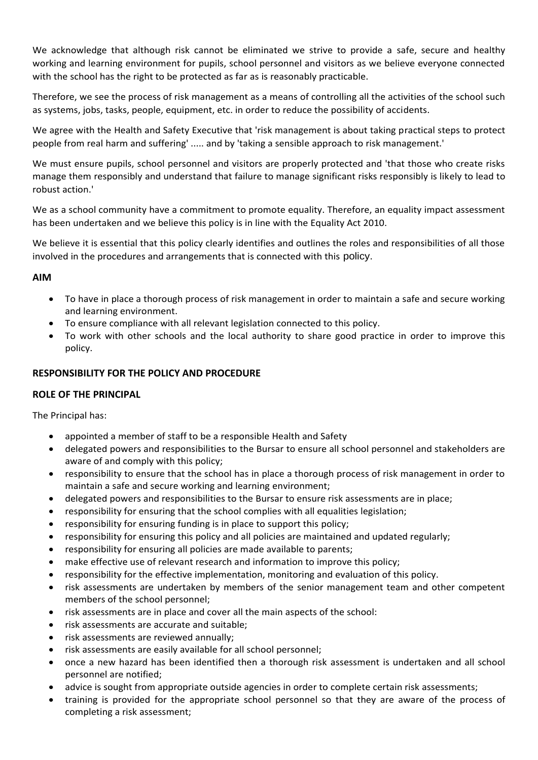We acknowledge that although risk cannot be eliminated we strive to provide a safe, secure and healthy working and learning environment for pupils, school personnel and visitors as we believe everyone connected with the school has the right to be protected as far as is reasonably practicable.

Therefore, we see the process of risk management as a means of controlling all the activities of the school such as systems, jobs, tasks, people, equipment, etc. in order to reduce the possibility of accidents.

We agree with the Health and Safety Executive that 'risk management is about taking practical steps to protect people from real harm and suffering' ..... and by 'taking a sensible approach to risk management.'

We must ensure pupils, school personnel and visitors are properly protected and 'that those who create risks manage them responsibly and understand that failure to manage significant risks responsibly is likely to lead to robust action.'

We as a school community have a commitment to promote equality. Therefore, an equality impact assessment has been undertaken and we believe this policy is in line with the Equality Act 2010.

We believe it is essential that this policy clearly identifies and outlines the roles and responsibilities of all those involved in the procedures and arrangements that is connected with this policy.

**AIM**

- To have in place a thorough process of risk management in order to maintain a safe and secure working and learning environment.
- To ensure compliance with all relevant legislation connected to this policy.
- To work with other schools and the local authority to share good practice in order to improve this policy.

**RESPONSIBILITY FOR THE POLICY AND PROCEDURE**

**ROLE OF THE PRINCIPAL**

The Principal has:

- appointed a member of staff to be a responsible Health and Safety
- delegated powers and responsibilities to the Bursar to ensure all school personnel and stakeholders are aware of and comply with this policy;
- responsibility to ensure that the school has in place a thorough process of risk management in order to maintain a safe and secure working and learning environment;
- delegated powers and responsibilities to the Bursar to ensure risk assessments are in place;
- responsibility for ensuring that the school complies with all equalities legislation;
- responsibility for ensuring funding is in place to support this policy;
- responsibility for ensuring this policy and all policies are maintained and updated regularly;
- responsibility for ensuring all policies are made available to parents;
- make effective use of relevant research and information to improve this policy;
- responsibility for the effective implementation, monitoring and evaluation of this policy.
- risk assessments are undertaken by members of the senior management team and other competent members of the school personnel;
- risk assessments are in place and cover all the main aspects of the school:
- risk assessments are accurate and suitable;
- risk assessments are reviewed annually;
- risk assessments are easily available for all school personnel;
- once a new hazard has been identified then a thorough risk assessment is undertaken and all school personnel are notified;
- advice is sought from appropriate outside agencies in order to complete certain risk assessments;
- training is provided for the appropriate school personnel so that they are aware of the process of completing a risk assessment;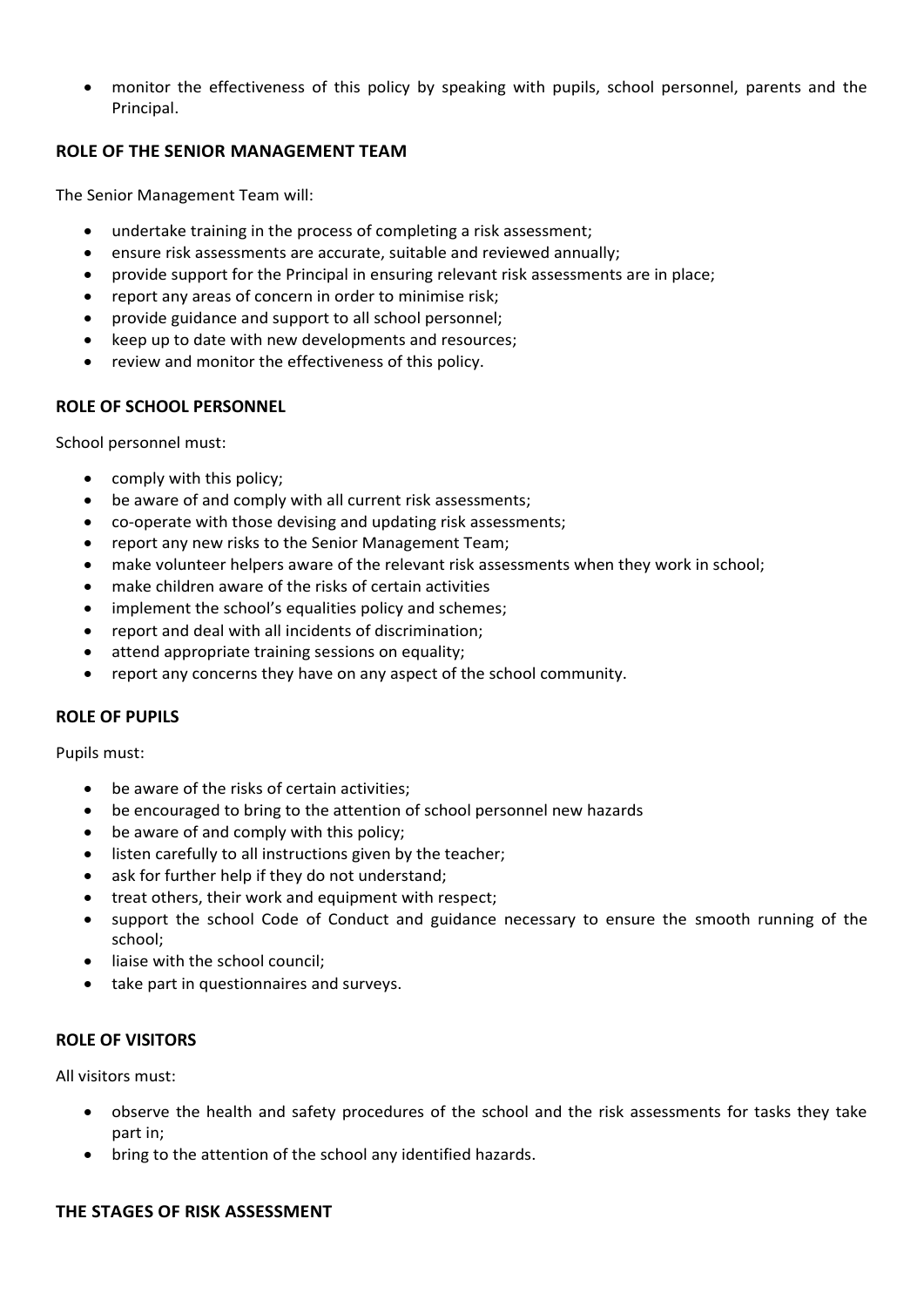- monitor the effectiveness of this policy by speaking with pupils, school personnel, parents and the Principal.

### ROLE OF THE SENIOR MANAGEMENT TEAM

The Senior Management Team will:

- undertake training in the process of completing a risk assessment;
- ensure risk assessments are accurate, suitable and reviewed annually;
- provide support for the Principal in ensuring relevant risk assessments are in place;
- report any areas of concern in order to minimise risk;
- provide guidance and support to all school personnel;
- keep up to date with new developments and resources;
- review and monitor the effectiveness of this policy.

### ROLE OF SCHOOL PERSONNEL

School personnel must:

- comply with this policy;
- be aware of and comply with all current risk assessments;
- co-operate with those devising and updating risk assessments;
- report any new risks to the Senior Management Team;
- make volunteer helpers aware of the relevant risk assessments when they work in school;
- make children aware of the risks of certain activities
- implement the school's equalities policy and schemes;
- report and deal with all incidents of discrimination;
- attend appropriate training sessions on equality;
- report any concerns they have on any aspect of the school community.

### ROLE OF PUPILS

Pupils must:

- be aware of the risks of certain activities;
- be encouraged to bring to the attention of school personnel new hazards
- be aware of and comply with this policy;
- listen carefully to all instructions given by the teacher;
- ask for further help if they do not understand;
- treat others, their work and equipment with respect;
- support the school Code of Conduct and guidance necessary to ensure the smooth running of the school;
- liaise with the school council;
- take part in questionnaires and surveys.

### ROLE OF VISITORS

All visitors must:

- observe the health and safety procedures of the school and the risk assessments for tasks they take part in;
- bring to the attention of the school any identified hazards.

### THE STAGES OF RISK ASSESSMENT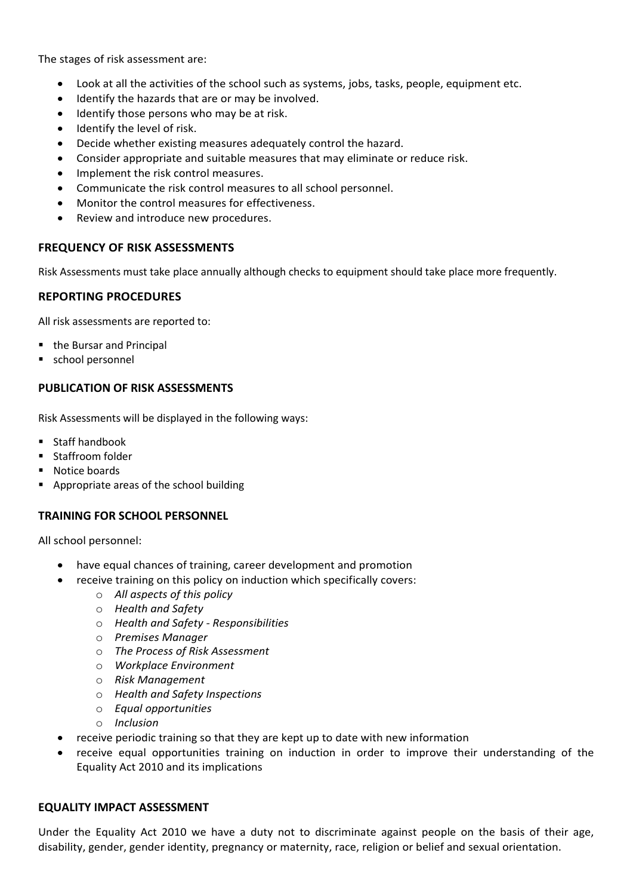The stages of risk assessment are:

- Look at all the activities of the school such as systems, jobs, tasks, people, equipment etc.
- Identify the hazards that are or may be involved.
- Identify those persons who may be at risk.
- Identify the level of risk.
- Decide whether existing measures adequately control the hazard.
- Consider appropriate and suitable measures that may eliminate or reduce risk.
- Implement the risk control measures.
- Communicate the risk control measures to all school personnel.
- Monitor the control measures for effectiveness.
- Review and introduce new procedures.

## FREQUENCY OF RISK ASSESSMENTS

Risk Assessments must take place annually although checks to equipment should take place more frequently.

## REPORTING PROCEDURES

All risk assessments are reported to:

- the Bursar and Principal
- school personnel

## PUBLICATION OF RISK ASSESSMENTS

Risk Assessments will be displayed in the following ways:

- Staff handbook
- Staffroom folder
- Notice boards
- Appropriate areas of the school building

## TRAINING FOR SCHOOL PERSONNEL

All school personnel:

- have equal chances of training, career development and promotion
- receive training on this policy on induction which specifically covers:
  - *All aspects of this policy*
  - *Health and Safety*
  - *Health and Safety - Responsibilities*
  - *Premises Manager*
  - *The Process of Risk Assessment*
  - *Workplace Environment*
  - *Risk Management*
  - *Health and Safety Inspections*
  - *Equal opportunities*
  - *Inclusion*
- receive periodic training so that they are kept up to date with new information
- receive equal opportunities training on induction in order to improve their understanding of the Equality Act 2010 and its implications

## EQUALITY IMPACT ASSESSMENT

Under the Equality Act 2010 we have a duty not to discriminate against people on the basis of their age, disability, gender, gender identity, pregnancy or maternity, race, religion or belief and sexual orientation.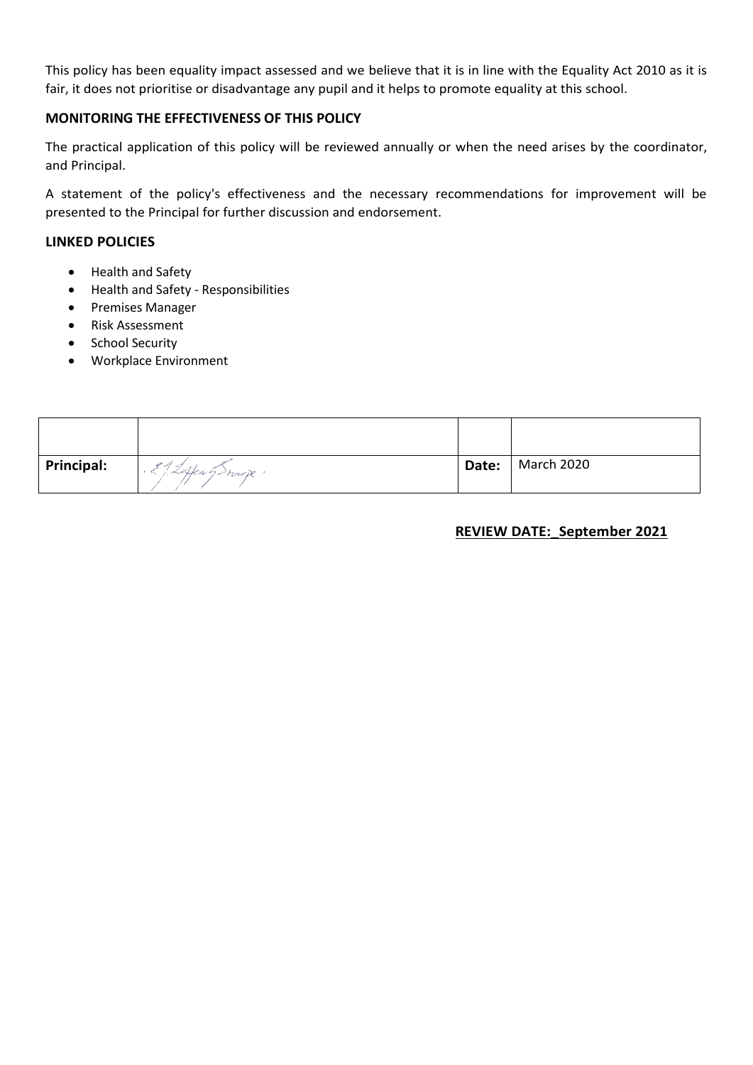This policy has been equality impact assessed and we believe that it is in line with the Equality Act 2010 as it is fair, it does not prioritise or disadvantage any pupil and it helps to promote equality at this school.

**MONITORING THE EFFECTIVENESS OF THIS POLICY**

The practical application of this policy will be reviewed annually or when the need arises by the coordinator, and Principal.

A statement of the policy's effectiveness and the necessary recommendations for improvement will be presented to the Principal for further discussion and endorsement.

**LINKED POLICIES**

- Health and Safety
- Health and Safety - Responsibilities
- Premises Manager
- Risk Assessment
- School Security
- Workplace Environment

| | | | |
|---|---|---|---|
| | | | |
| **Principal:** | E J Lefferty Sharpe | **Date:** | March 2020 |

**REVIEW DATE:_September 2021**